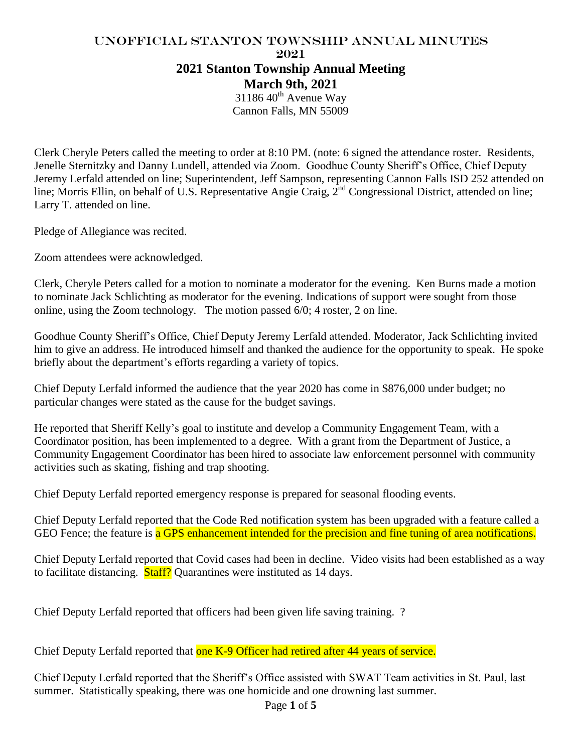# UNOFFICIAL STANTON TOWNSHIP ANNUAL MINUTES 2021

## 2021 Stanton Township Annual Meeting

## March 9th, 2021

31186 40th Avenue Way
Cannon Falls, MN 55009

Clerk Cheryle Peters called the meeting to order at 8:10 PM. (note: 6 signed the attendance roster. Residents, Jenelle Sternitzky and Danny Lundell, attended via Zoom. Goodhue County Sheriff's Office, Chief Deputy Jeremy Lerfald attended on line; Superintendent, Jeff Sampson, representing Cannon Falls ISD 252 attended on line; Morris Ellin, on behalf of U.S. Representative Angie Craig, 2nd Congressional District, attended on line; Larry T. attended on line.

Pledge of Allegiance was recited.

Zoom attendees were acknowledged.

Clerk, Cheryle Peters called for a motion to nominate a moderator for the evening. Ken Burns made a motion to nominate Jack Schlichting as moderator for the evening. Indications of support were sought from those online, using the Zoom technology. The motion passed 6/0; 4 roster, 2 on line.

Goodhue County Sheriff's Office, Chief Deputy Jeremy Lerfald attended. Moderator, Jack Schlichting invited him to give an address. He introduced himself and thanked the audience for the opportunity to speak. He spoke briefly about the department's efforts regarding a variety of topics.

Chief Deputy Lerfald informed the audience that the year 2020 has come in $876,000 under budget; no particular changes were stated as the cause for the budget savings.

He reported that Sheriff Kelly's goal to institute and develop a Community Engagement Team, with a Coordinator position, has been implemented to a degree. With a grant from the Department of Justice, a Community Engagement Coordinator has been hired to associate law enforcement personnel with community activities such as skating, fishing and trap shooting.

Chief Deputy Lerfald reported emergency response is prepared for seasonal flooding events.

Chief Deputy Lerfald reported that the Code Red notification system has been upgraded with a feature called a GEO Fence; the feature is a GPS enhancement intended for the precision and fine tuning of area notifications.

Chief Deputy Lerfald reported that Covid cases had been in decline. Video visits had been established as a way to facilitate distancing. Staff? Quarantines were instituted as 14 days.

Chief Deputy Lerfald reported that officers had been given life saving training. ?

Chief Deputy Lerfald reported that one K-9 Officer had retired after 44 years of service.

Chief Deputy Lerfald reported that the Sheriff's Office assisted with SWAT Team activities in St. Paul, last summer. Statistically speaking, there was one homicide and one drowning last summer.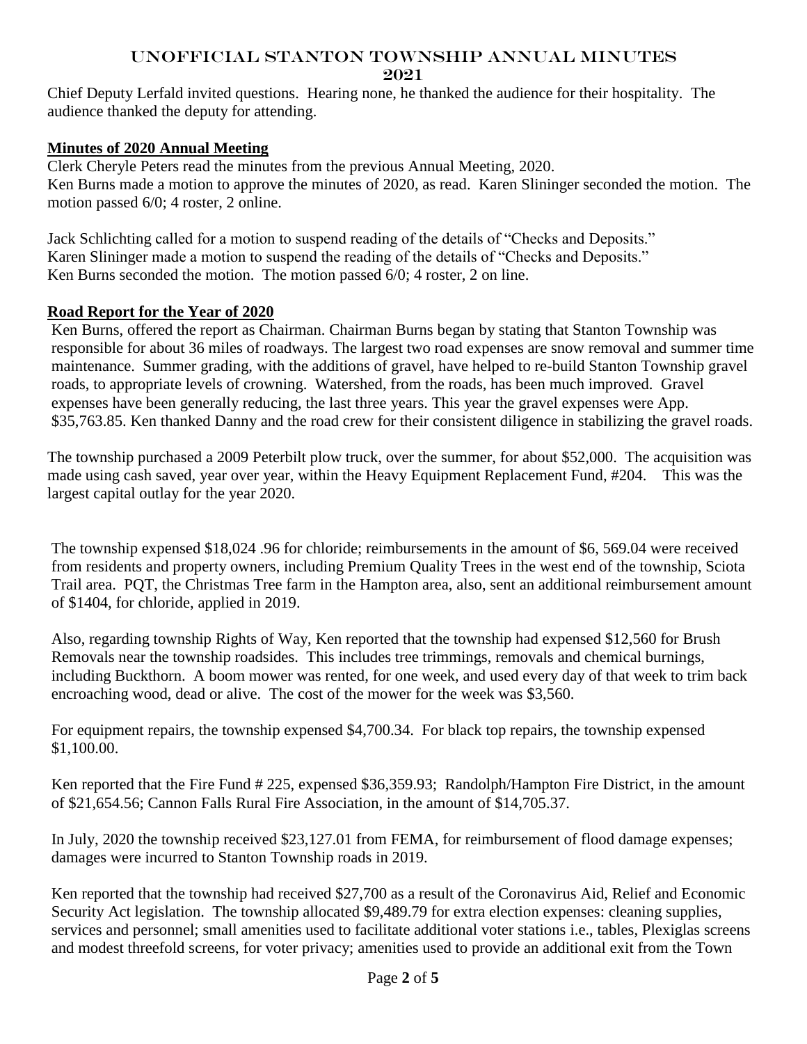Chief Deputy Lerfald invited questions. Hearing none, he thanked the audience for their hospitality. The audience thanked the deputy for attending.

## **Minutes of 2020 Annual Meeting**

Clerk Cheryle Peters read the minutes from the previous Annual Meeting, 2020.
Ken Burns made a motion to approve the minutes of 2020, as read. Karen Slininger seconded the motion. The motion passed 6/0; 4 roster, 2 online.

Jack Schlichting called for a motion to suspend reading of the details of "Checks and Deposits."
Karen Slininger made a motion to suspend the reading of the details of "Checks and Deposits."
Ken Burns seconded the motion. The motion passed 6/0; 4 roster, 2 on line.

## **Road Report for the Year of 2020**

Ken Burns, offered the report as Chairman. Chairman Burns began by stating that Stanton Township was responsible for about 36 miles of roadways. The largest two road expenses are snow removal and summer time maintenance. Summer grading, with the additions of gravel, have helped to re-build Stanton Township gravel roads, to appropriate levels of crowning. Watershed, from the roads, has been much improved. Gravel expenses have been generally reducing, the last three years. This year the gravel expenses were App. $35,763.85. Ken thanked Danny and the road crew for their consistent diligence in stabilizing the gravel roads.

The township purchased a 2009 Peterbilt plow truck, over the summer, for about $52,000. The acquisition was made using cash saved, year over year, within the Heavy Equipment Replacement Fund, #204. This was the largest capital outlay for the year 2020.

The township expensed $18,024 .96 for chloride; reimbursements in the amount of $6, 569.04 were received from residents and property owners, including Premium Quality Trees in the west end of the township, Sciota Trail area. PQT, the Christmas Tree farm in the Hampton area, also, sent an additional reimbursement amount of $1404, for chloride, applied in 2019.

Also, regarding township Rights of Way, Ken reported that the township had expensed $12,560 for Brush Removals near the township roadsides. This includes tree trimmings, removals and chemical burnings, including Buckthorn. A boom mower was rented, for one week, and used every day of that week to trim back encroaching wood, dead or alive. The cost of the mower for the week was $3,560.

For equipment repairs, the township expensed $4,700.34. For black top repairs, the township expensed $1,100.00.

Ken reported that the Fire Fund # 225, expensed $36,359.93; Randolph/Hampton Fire District, in the amount of $21,654.56; Cannon Falls Rural Fire Association, in the amount of $14,705.37.

In July, 2020 the township received $23,127.01 from FEMA, for reimbursement of flood damage expenses; damages were incurred to Stanton Township roads in 2019.

Ken reported that the township had received $27,700 as a result of the Coronavirus Aid, Relief and Economic Security Act legislation. The township allocated $9,489.79 for extra election expenses: cleaning supplies, services and personnel; small amenities used to facilitate additional voter stations i.e., tables, Plexiglas screens and modest threefold screens, for voter privacy; amenities used to provide an additional exit from the Town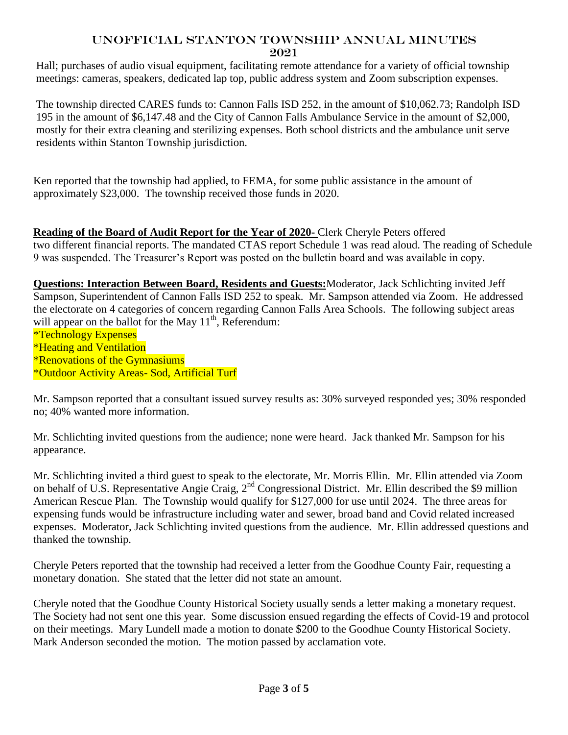Hall; purchases of audio visual equipment, facilitating remote attendance for a variety of official township meetings: cameras, speakers, dedicated lap top, public address system and Zoom subscription expenses.

The township directed CARES funds to: Cannon Falls ISD 252, in the amount of $10,062.73; Randolph ISD 195 in the amount of $6,147.48 and the City of Cannon Falls Ambulance Service in the amount of $2,000, mostly for their extra cleaning and sterilizing expenses. Both school districts and the ambulance unit serve residents within Stanton Township jurisdiction.

Ken reported that the township had applied, to FEMA, for some public assistance in the amount of approximately $23,000. The township received those funds in 2020.

**Reading of the Board of Audit Report for the Year of 2020-** Clerk Cheryle Peters offered two different financial reports. The mandated CTAS report Schedule 1 was read aloud. The reading of Schedule 9 was suspended. The Treasurer's Report was posted on the bulletin board and was available in copy.

**Questions: Interaction Between Board, Residents and Guests:** Moderator, Jack Schlichting invited Jeff Sampson, Superintendent of Cannon Falls ISD 252 to speak. Mr. Sampson attended via Zoom. He addressed the electorate on 4 categories of concern regarding Cannon Falls Area Schools. The following subject areas will appear on the ballot for the May 11th, Referendum:

*Technology Expenses
*Heating and Ventilation
*Renovations of the Gymnasiums
*Outdoor Activity Areas- Sod, Artificial Turf

Mr. Sampson reported that a consultant issued survey results as: 30% surveyed responded yes; 30% responded no; 40% wanted more information.

Mr. Schlichting invited questions from the audience; none were heard. Jack thanked Mr. Sampson for his appearance.

Mr. Schlichting invited a third guest to speak to the electorate, Mr. Morris Ellin. Mr. Ellin attended via Zoom on behalf of U.S. Representative Angie Craig, 2nd Congressional District. Mr. Ellin described the $9 million American Rescue Plan. The Township would qualify for $127,000 for use until 2024. The three areas for expensing funds would be infrastructure including water and sewer, broad band and Covid related increased expenses. Moderator, Jack Schlichting invited questions from the audience. Mr. Ellin addressed questions and thanked the township.

Cheryle Peters reported that the township had received a letter from the Goodhue County Fair, requesting a monetary donation. She stated that the letter did not state an amount.

Cheryle noted that the Goodhue County Historical Society usually sends a letter making a monetary request. The Society had not sent one this year. Some discussion ensued regarding the effects of Covid-19 and protocol on their meetings. Mary Lundell made a motion to donate $200 to the Goodhue County Historical Society. Mark Anderson seconded the motion. The motion passed by acclamation vote.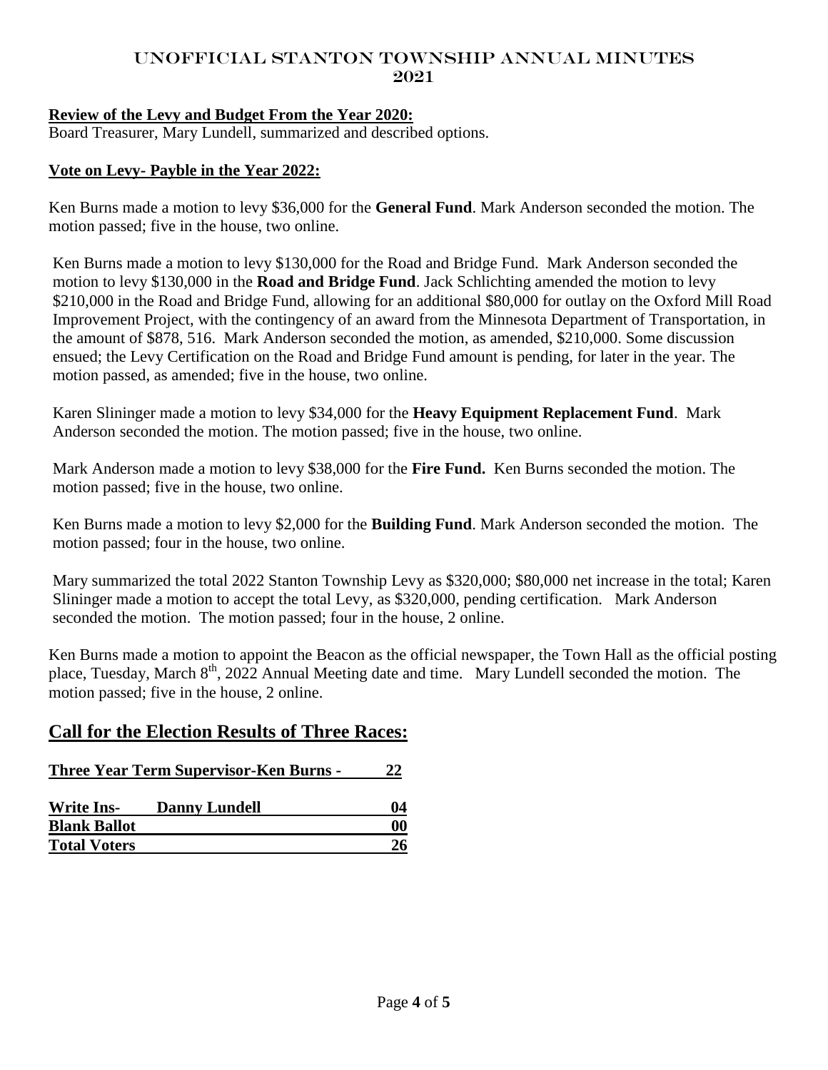# UNOFFICIAL STANTON TOWNSHIP ANNUAL MINUTES 2021

**Review of the Levy and Budget From the Year 2020:**
Board Treasurer, Mary Lundell, summarized and described options.

**Vote on Levy- Payble in the Year 2022:**

Ken Burns made a motion to levy $36,000 for the **General Fund**. Mark Anderson seconded the motion. The motion passed; five in the house, two online.

Ken Burns made a motion to levy $130,000 for the Road and Bridge Fund. Mark Anderson seconded the motion to levy $130,000 in the **Road and Bridge Fund**. Jack Schlichting amended the motion to levy $210,000 in the Road and Bridge Fund, allowing for an additional $80,000 for outlay on the Oxford Mill Road Improvement Project, with the contingency of an award from the Minnesota Department of Transportation, in the amount of $878, 516. Mark Anderson seconded the motion, as amended, $210,000. Some discussion ensued; the Levy Certification on the Road and Bridge Fund amount is pending, for later in the year. The motion passed, as amended; five in the house, two online.

Karen Slininger made a motion to levy $34,000 for the **Heavy Equipment Replacement Fund**. Mark Anderson seconded the motion. The motion passed; five in the house, two online.

Mark Anderson made a motion to levy $38,000 for the **Fire Fund.** Ken Burns seconded the motion. The motion passed; five in the house, two online.

Ken Burns made a motion to levy $2,000 for the **Building Fund**. Mark Anderson seconded the motion. The motion passed; four in the house, two online.

Mary summarized the total 2022 Stanton Township Levy as $320,000; $80,000 net increase in the total; Karen Slininger made a motion to accept the total Levy, as $320,000, pending certification. Mark Anderson seconded the motion. The motion passed; four in the house, 2 online.

Ken Burns made a motion to appoint the Beacon as the official newspaper, the Town Hall as the official posting place, Tuesday, March 8th, 2022 Annual Meeting date and time. Mary Lundell seconded the motion. The motion passed; five in the house, 2 online.

## Call for the Election Results of Three Races:

| **Three Year Term Supervisor-Ken Burns -** | | **22** |
|---|---|---|
| **Write Ins-** | **Danny Lundell** | **04** |
| **Blank Ballot** | | **00** |
| **Total Voters** | | **26** |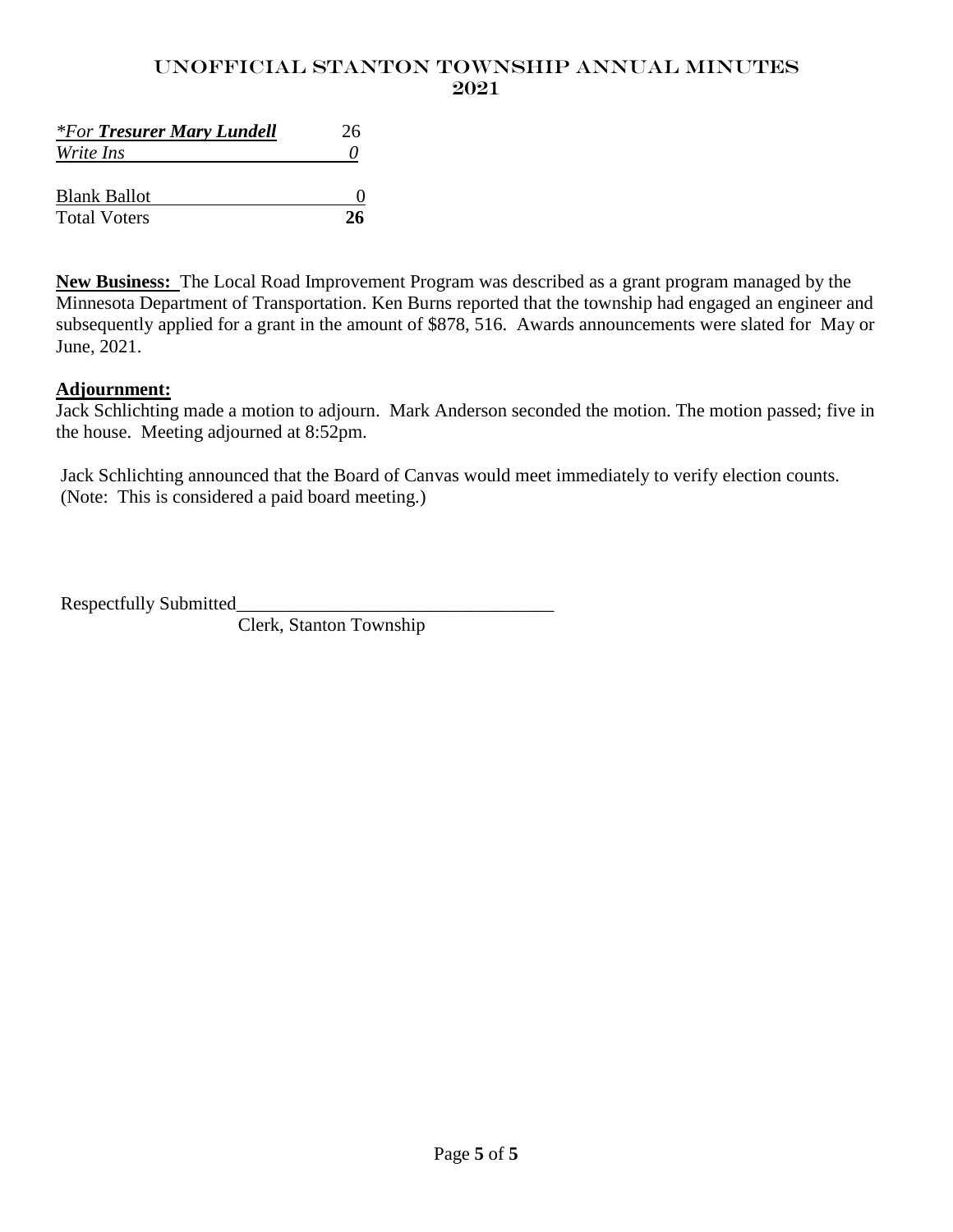| | |
|---|---|
| *\*For **Tresurer Mary Lundell*** | 26 |
| *Write Ins* | *0* |
| | |
| Blank Ballot | 0 |
| Total Voters | **26** |

**New Business:** The Local Road Improvement Program was described as a grant program managed by the Minnesota Department of Transportation. Ken Burns reported that the township had engaged an engineer and subsequently applied for a grant in the amount of $878, 516. Awards announcements were slated for May or June, 2021.

**Adjournment:**
Jack Schlichting made a motion to adjourn. Mark Anderson seconded the motion. The motion passed; five in the house. Meeting adjourned at 8:52pm.

Jack Schlichting announced that the Board of Canvas would meet immediately to verify election counts. (Note: This is considered a paid board meeting.)

Respectfully Submitted___________________________________
Clerk, Stanton Township